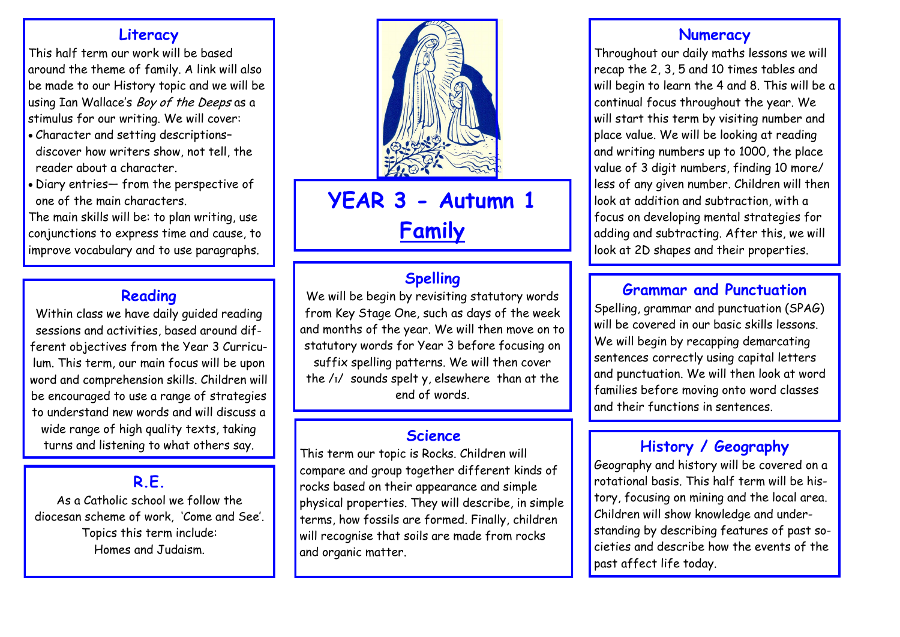# YEAR 3 - Autumn 1

## Family

## Literacy

This half term our work will be based around the theme of family. A link will also be made to our History topic and we will be using Ian Wallace's *Boy of the Deeps* as a stimulus for our writing. We will cover:

- Character and setting descriptions– discover how writers show, not tell, the reader about a character.
- Diary entries— from the perspective of one of the main characters.

The main skills will be: to plan writing, use conjunctions to express time and cause, to improve vocabulary and to use paragraphs.

## Reading

Within class we have daily guided reading sessions and activities, based around different objectives from the Year 3 Curriculum. This term, our main focus will be upon word and comprehension skills. Children will be encouraged to use a range of strategies to understand new words and will discuss a wide range of high quality texts, taking turns and listening to what others say.

## R.E.

As a Catholic school we follow the diocesan scheme of work, 'Come and See'. Topics this term include:
Homes and Judaism.

## Spelling

We will be begin by revisiting statutory words from Key Stage One, such as days of the week and months of the year. We will then move on to statutory words for Year 3 before focusing on suffix spelling patterns. We will then cover the /ɪ/ sounds spelt y, elsewhere than at the end of words.

## Science

This term our topic is Rocks. Children will compare and group together different kinds of rocks based on their appearance and simple physical properties. They will describe, in simple terms, how fossils are formed. Finally, children will recognise that soils are made from rocks and organic matter.

## Numeracy

Throughout our daily maths lessons we will recap the 2, 3, 5 and 10 times tables and will begin to learn the 4 and 8. This will be a continual focus throughout the year. We will start this term by visiting number and place value. We will be looking at reading and writing numbers up to 1000, the place value of 3 digit numbers, finding 10 more/ less of any given number. Children will then look at addition and subtraction, with a focus on developing mental strategies for adding and subtracting. After this, we will look at 2D shapes and their properties.

## Grammar and Punctuation

Spelling, grammar and punctuation (SPAG) will be covered in our basic skills lessons. We will begin by recapping demarcating sentences correctly using capital letters and punctuation. We will then look at word families before moving onto word classes and their functions in sentences.

## History / Geography

Geography and history will be covered on a rotational basis. This half term will be history, focusing on mining and the local area. Children will show knowledge and understanding by describing features of past societies and describe how the events of the past affect life today.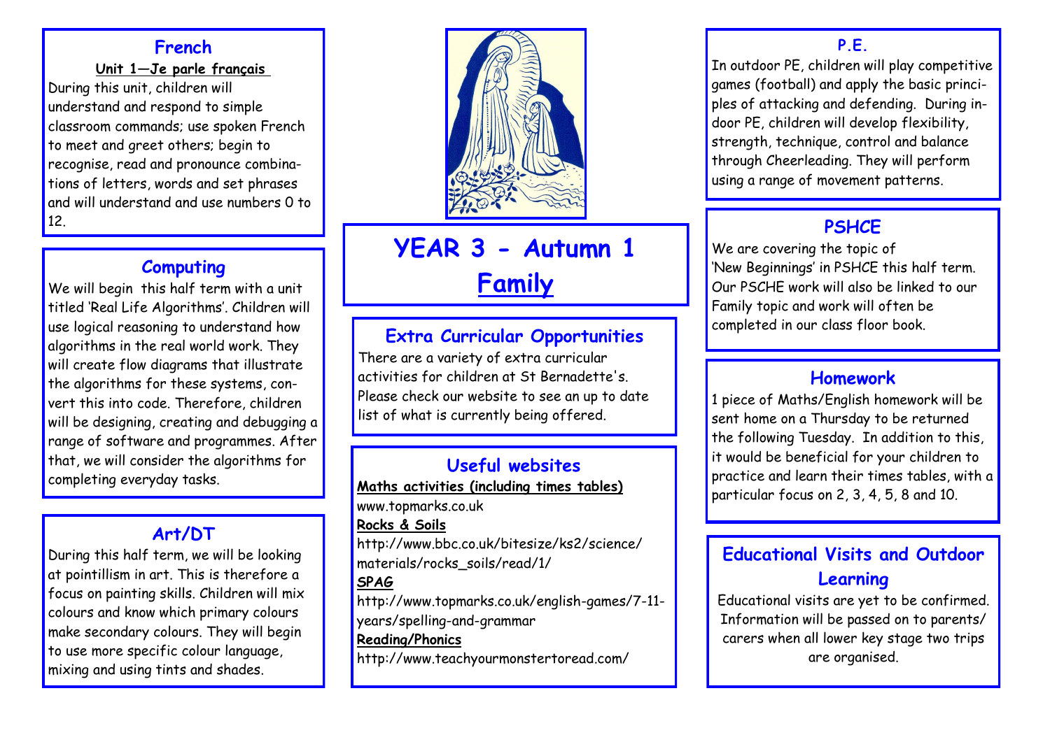## French

**Unit 1—Je parle français**

During this unit, children will understand and respond to simple classroom commands; use spoken French to meet and greet others; begin to recognise, read and pronounce combinations of letters, words and set phrases and will understand and use numbers 0 to 12.

## Computing

We will begin this half term with a unit titled 'Real Life Algorithms'. Children will use logical reasoning to understand how algorithms in the real world work. They will create flow diagrams that illustrate the algorithms for these systems, convert this into code. Therefore, children will be designing, creating and debugging a range of software and programmes. After that, we will consider the algorithms for completing everyday tasks.

## Art/DT

During this half term, we will be looking at pointillism in art. This is therefore a focus on painting skills. Children will mix colours and know which primary colours make secondary colours. They will begin to use more specific colour language, mixing and using tints and shades.

# YEAR 3 - Autumn 1

# Family

## Extra Curricular Opportunities

There are a variety of extra curricular activities for children at St Bernadette's. Please check our website to see an up to date list of what is currently being offered.

## Useful websites

**Maths activities (including times tables)**

www.topmarks.co.uk

**Rocks & Soils**

http://www.bbc.co.uk/bitesize/ks2/science/materials/rocks_soils/read/1/

**SPAG**

http://www.topmarks.co.uk/english-games/7-11-years/spelling-and-grammar

**Reading/Phonics**

http://www.teachyourmonstertoread.com/

## P.E.

In outdoor PE, children will play competitive games (football) and apply the basic principles of attacking and defending. During indoor PE, children will develop flexibility, strength, technique, control and balance through Cheerleading. They will perform using a range of movement patterns.

## PSHCE

We are covering the topic of 'New Beginnings' in PSHCE this half term. Our PSCHE work will also be linked to our Family topic and work will often be completed in our class floor book.

## Homework

1 piece of Maths/English homework will be sent home on a Thursday to be returned the following Tuesday. In addition to this, it would be beneficial for your children to practice and learn their times tables, with a particular focus on 2, 3, 4, 5, 8 and 10.

## Educational Visits and Outdoor Learning

Educational visits are yet to be confirmed. Information will be passed on to parents/carers when all lower key stage two trips are organised.